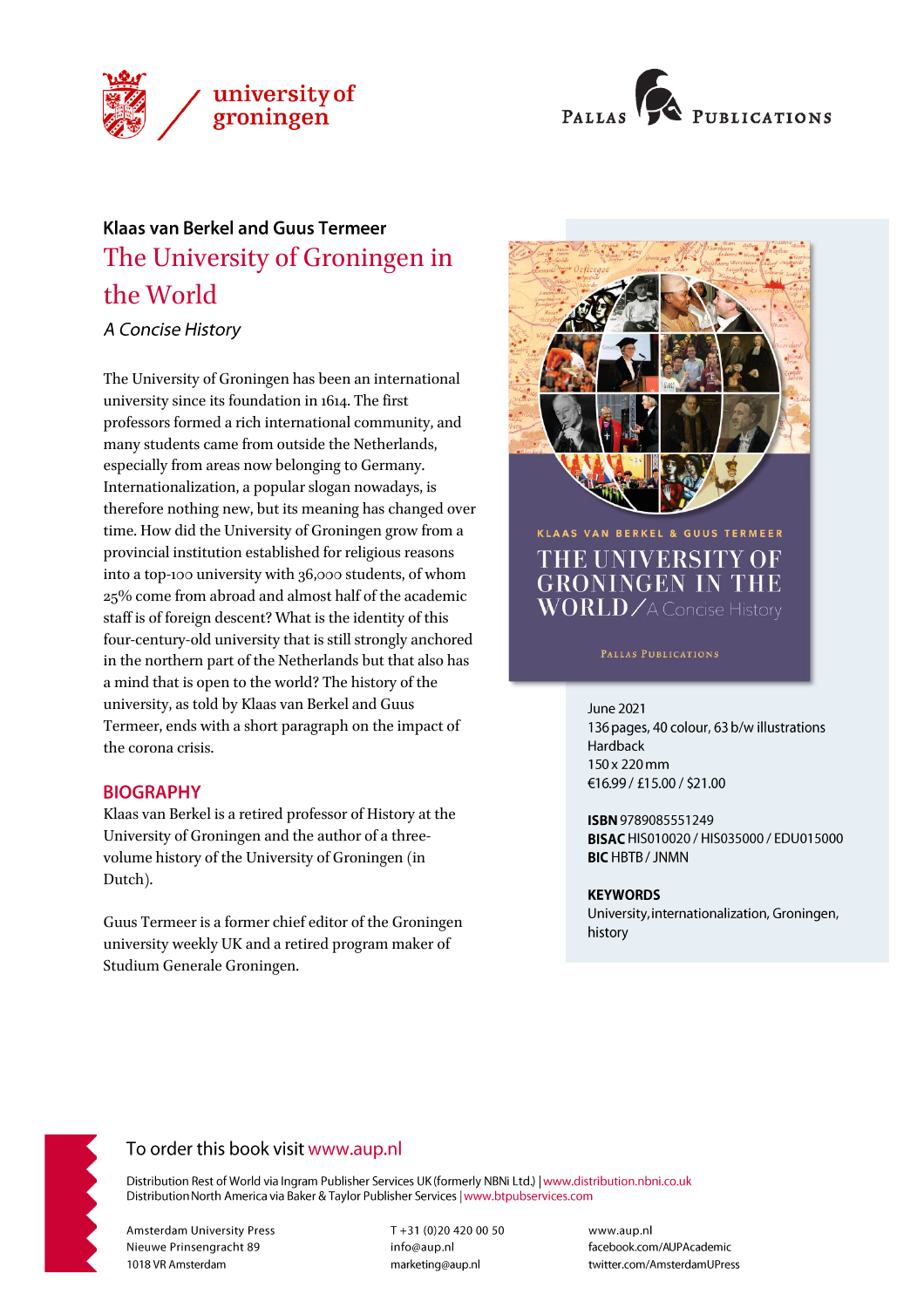university of groningen

Pallas Publications

Klaas van Berkel and Guus Termeer

# The University of Groningen in the World

*A Concise History*

The University of Groningen has been an international university since its foundation in 1614. The first professors formed a rich international community, and many students came from outside the Netherlands, especially from areas now belonging to Germany. Internationalization, a popular slogan nowadays, is therefore nothing new, but its meaning has changed over time. How did the University of Groningen grow from a provincial institution established for religious reasons into a top-100 university with 36,000 students, of whom 25% come from abroad and almost half of the academic staff is of foreign descent? What is the identity of this four-century-old university that is still strongly anchored in the northern part of the Netherlands but that also has a mind that is open to the world? The history of the university, as told by Klaas van Berkel and Guus Termeer, ends with a short paragraph on the impact of the corona crisis.

## BIOGRAPHY

Klaas van Berkel is a retired professor of History at the University of Groningen and the author of a three-volume history of the University of Groningen (in Dutch).

Guus Termeer is a former chief editor of the Groningen university weekly UK and a retired program maker of Studium Generale Groningen.

June 2021
136 pages, 40 colour, 63 b/w illustrations
Hardback
150 x 220 mm
€16.99 / £15.00 / $21.00

**ISBN** 9789085551249
**BISAC** HIS010020 / HIS035000 / EDU015000
**BIC** HBTB / JNMN

**KEYWORDS**
University, internationalization, Groningen, history

To order this book visit www.aup.nl

Distribution Rest of World via Ingram Publisher Services UK (formerly NBNi Ltd.) | www.distribution.nbni.co.uk
Distribution North America via Baker & Taylor Publisher Services | www.btpubservices.com

Amsterdam University Press
Nieuwe Prinsengracht 89
1018 VR Amsterdam

T +31 (0)20 420 00 50
info@aup.nl
marketing@aup.nl

www.aup.nl
facebook.com/AUPAcademic
twitter.com/AmsterdamUPress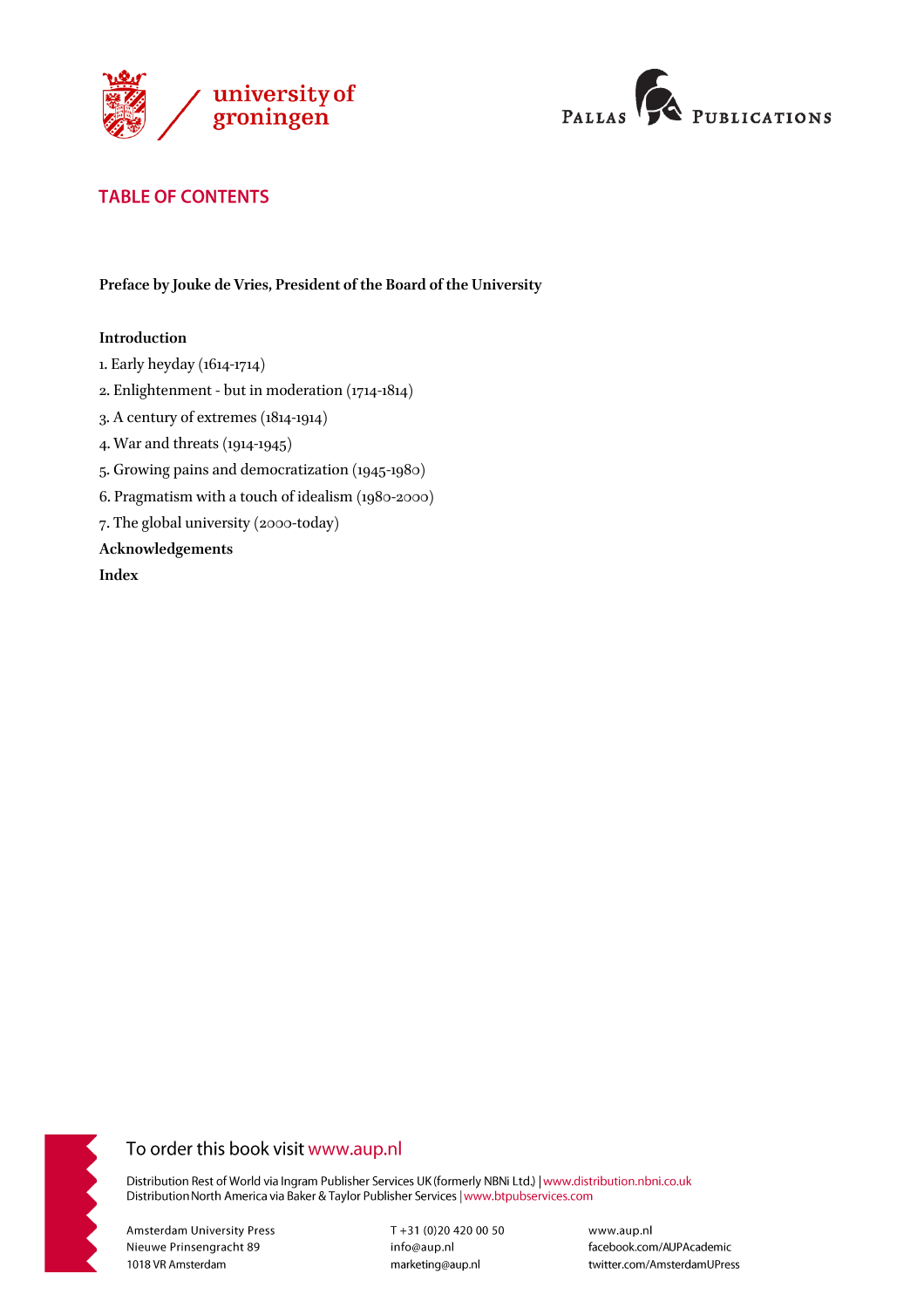## TABLE OF CONTENTS

**Preface by Jouke de Vries, President of the Board of the University**

**Introduction**

1. Early heyday (1614-1714)
2. Enlightenment - but in moderation (1714-1814)
3. A century of extremes (1814-1914)
4. War and threats (1914-1945)
5. Growing pains and democratization (1945-1980)
6. Pragmatism with a touch of idealism (1980-2000)
7. The global university (2000-today)

**Acknowledgements**

**Index**

To order this book visit www.aup.nl

Distribution Rest of World via Ingram Publisher Services UK (formerly NBNi Ltd.) | www.distribution.nbni.co.uk
Distribution North America via Baker & Taylor Publisher Services | www.btpubservices.com

Amsterdam University Press
Nieuwe Prinsengracht 89
1018 VR Amsterdam

T +31 (0)20 420 00 50
info@aup.nl
marketing@aup.nl

www.aup.nl
facebook.com/AUPAcademic
twitter.com/AmsterdamUPress